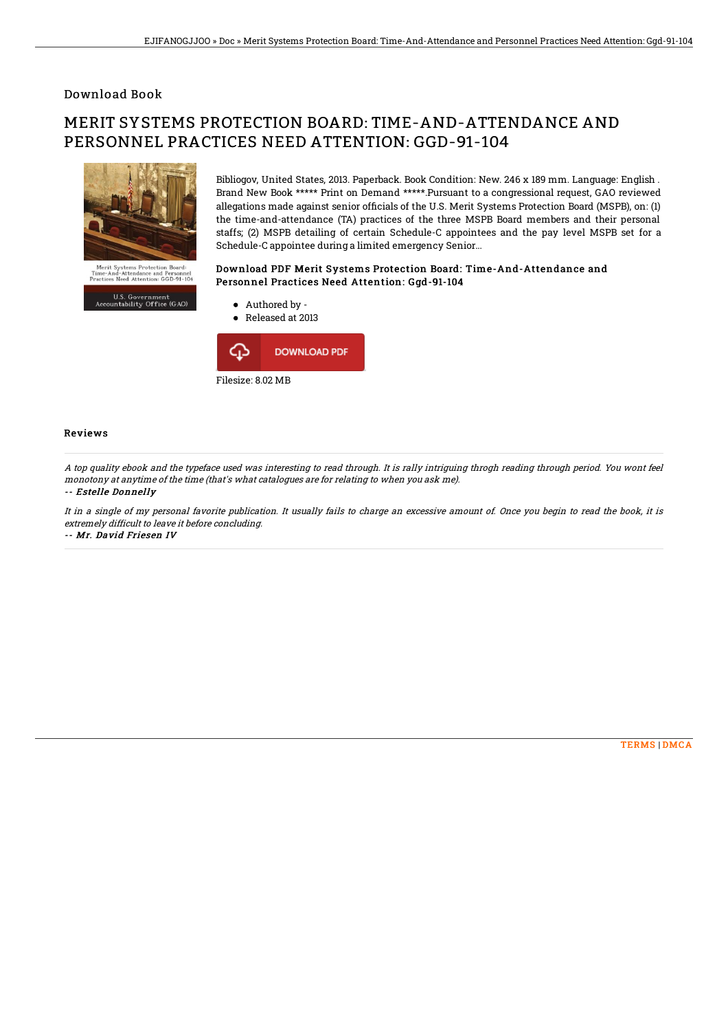## Download Book

# MERIT SYSTEMS PROTECTION BOARD: TIME-AND-ATTENDANCE AND PERSONNEL PRACTICES NEED ATTENTION: GGD-91-104

Bibliogov, United States, 2013. Paperback. Book Condition: New. 246 x 189 mm. Language: English . Brand New Book ***** Print on Demand *****.Pursuant to a congressional request, GAO reviewed allegations made against senior officials of the U.S. Merit Systems Protection Board (MSPB), on: (1) the time-and-attendance (TA) practices of the three MSPB Board members and their personal staffs; (2) MSPB detailing of certain Schedule-C appointees and the pay level MSPB set for a Schedule-C appointee during a limited emergency Senior...

### Download PDF Merit Systems Protection Board: Time-And-Attendance and Personnel Practices Need Attention: Ggd-91-104

- Authored by -
- Released at 2013

DOWNLOAD PDF

Filesize: 8.02 MB

### Reviews

*A top quality ebook and the typeface used was interesting to read through. It is rally intriguing throgh reading through period. You wont feel monotony at anytime of the time (that's what catalogues are for relating to when you ask me).*

-- *Estelle Donnelly*

*It in a single of my personal favorite publication. It usually fails to charge an excessive amount of. Once you begin to read the book, it is extremely difficult to leave it before concluding.*

-- *Mr. David Friesen IV*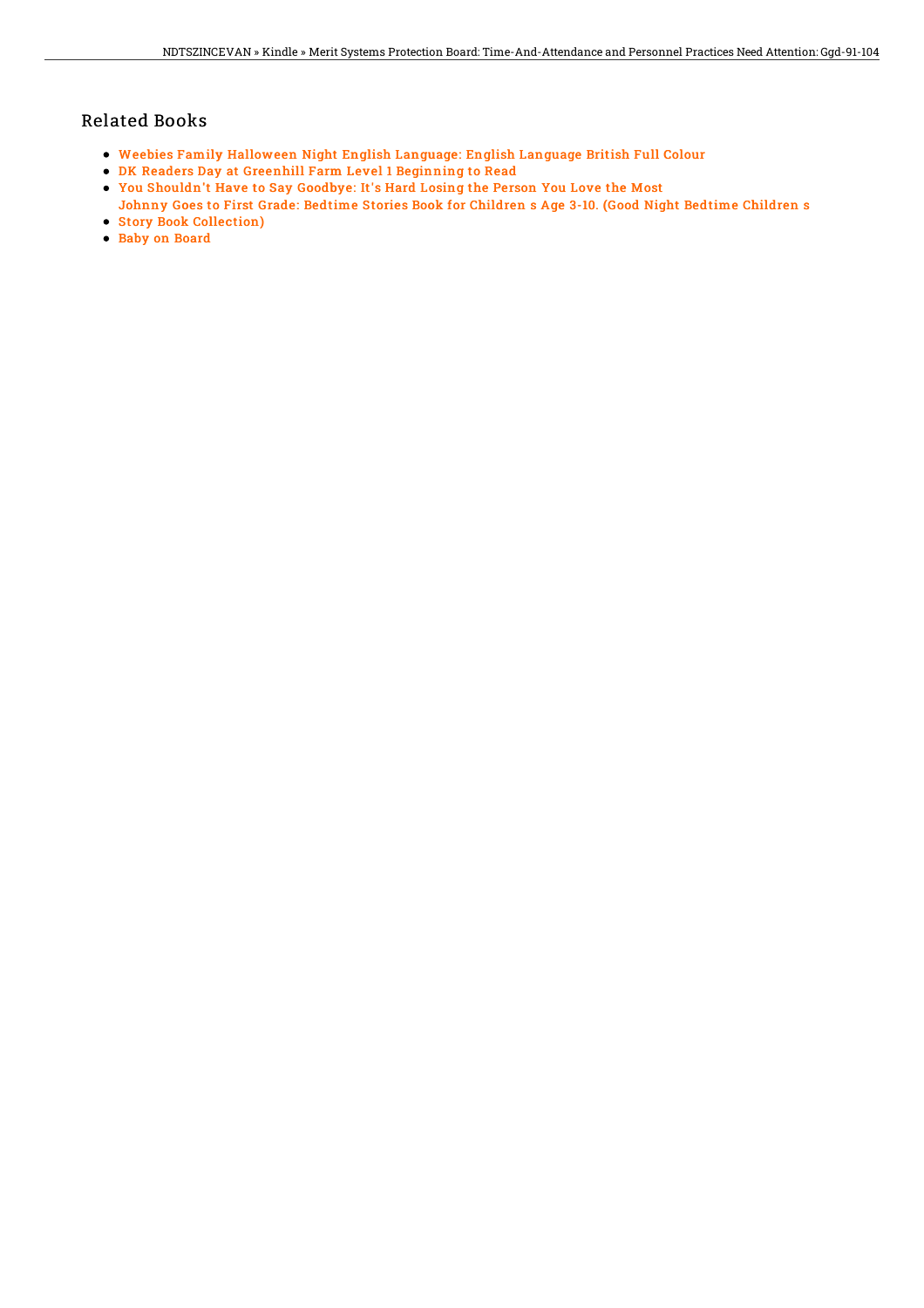## Related Books

- Weebies Family Halloween Night English Language: English Language British Full Colour
- DK Readers Day at Greenhill Farm Level 1 Beginning to Read
- You Shouldn't Have to Say Goodbye: It's Hard Losing the Person You Love the Most
- Johnny Goes to First Grade: Bedtime Stories Book for Children s Age 3-10. (Good Night Bedtime Children s Story Book Collection)
- Baby on Board